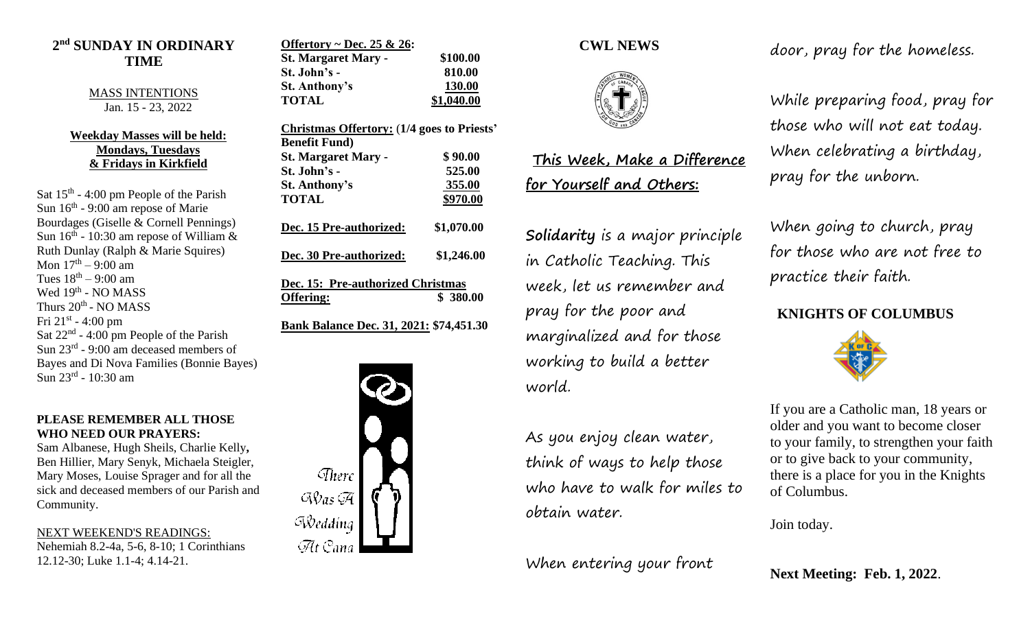## 2nd SUNDAY IN ORDINARY TIME

MASS INTENTIONS
Jan. 15 - 23, 2022

**Weekday Masses will be held: Mondays, Tuesdays & Fridays in Kirkfield**

Sat 15th - 4:00 pm People of the Parish
Sun 16th - 9:00 am repose of Marie Bourdages (Giselle & Cornell Pennings)
Sun 16th - 10:30 am repose of William & Ruth Dunlay (Ralph & Marie Squires)
Mon 17th – 9:00 am
Tues 18th – 9:00 am
Wed 19th - NO MASS
Thurs 20th - NO MASS
Fri 21st - 4:00 pm
Sat 22nd - 4:00 pm People of the Parish
Sun 23rd - 9:00 am deceased members of Bayes and Di Nova Families (Bonnie Bayes)
Sun 23rd - 10:30 am

**PLEASE REMEMBER ALL THOSE WHO NEED OUR PRAYERS:**
Sam Albanese, Hugh Sheils, Charlie Kelly, Ben Hillier, Mary Senyk, Michaela Steigler, Mary Moses, Louise Sprager and for all the sick and deceased members of our Parish and Community.

NEXT WEEKEND'S READINGS:
Nehemiah 8.2-4a, 5-6, 8-10; 1 Corinthians 12.12-30; Luke 1.1-4; 4.14-21.

| **Offertory ~ Dec. 25 & 26:** | |
|---|---|
| **St. Margaret Mary -** | **$100.00** |
| **St. John's -** | **810.00** |
| **St. Anthony's** | **130.00** |
| **TOTAL** | **$1,040.00** |

| **Christmas Offertory: (1/4 goes to Priests' Benefit Fund)** | |
|---|---|
| **St. Margaret Mary -** | **$ 90.00** |
| **St. John's -** | **525.00** |
| **St. Anthony's** | **355.00** |
| **TOTAL** | **$970.00** |

**Dec. 15 Pre-authorized: $1,070.00**

**Dec. 30 Pre-authorized: $1,246.00**

**Dec. 15: Pre-authorized Christmas Offering: $ 380.00**

**Bank Balance Dec. 31, 2021: $74,451.30**

There Was A Wedding At Cana

## CWL NEWS

**This Week, Make a Difference for Yourself and Others:**

**Solidarity** is a major principle in Catholic Teaching. This week, let us remember and pray for the poor and marginalized and for those working to build a better world.

As you enjoy clean water, think of ways to help those who have to walk for miles to obtain water.

When entering your front door, pray for the homeless.

While preparing food, pray for those who will not eat today. When celebrating a birthday, pray for the unborn.

When going to church, pray for those who are not free to practice their faith.

## KNIGHTS OF COLUMBUS

If you are a Catholic man, 18 years or older and you want to become closer to your family, to strengthen your faith or to give back to your community, there is a place for you in the Knights of Columbus.

Join today.

**Next Meeting: Feb. 1, 2022**.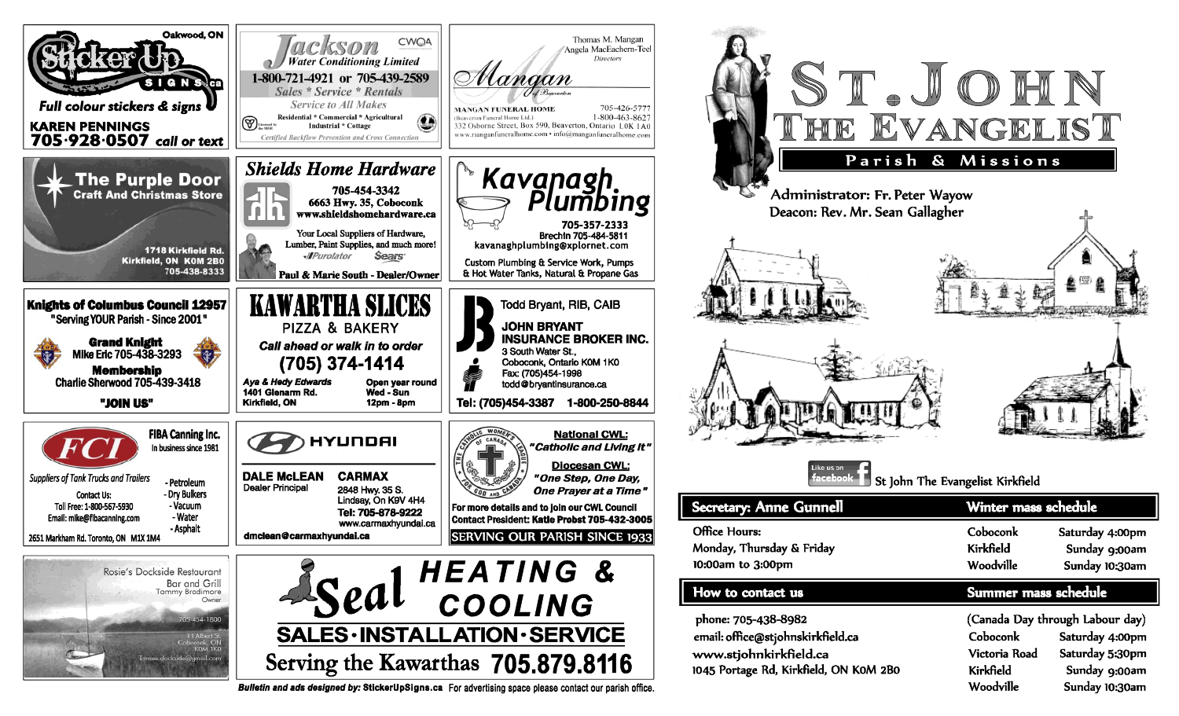Oakwood, ON

**Sticker Up SIGNS .ca**

*Full colour stickers & signs*

**KAREN PENNINGS**
**705·928·0507** *call or text*

---

**Jackson Water Conditioning Limited** CWQA

1-800-721-4921 or 705-439-2589

*Sales * Service * Rentals*

*Service to All Makes*

Residential * Commercial * Agricultural
Industrial * Cottage

*Certified Backflow Prevention and Cross Connection*

---

Thomas M. Mangan
Angela MacEachern-Teel
*Directors*

**Mangan of Beaverton**

MANGAN FUNERAL HOME (Beaverton Funeral Home Ltd.) 705-426-5777
1-800-463-8627
332 Osborne Street, Box 590, Beaverton, Ontario L0K 1A0
www.manganfuneralhome.com • info@manganfuneralhome.com

---

**The Purple Door**
**Craft And Christmas Store**

1718 Kirkfield Rd.
Kirkfield, ON K0M 2B0
705-438-8333

---

***Shields Home Hardware***

705-454-3342
6663 Hwy. 35, Coboconk
www.shieldshomehardware.ca

Your Local Suppliers of Hardware, Lumber, Paint Supplies, and much more!

Purolator Sears

**Paul & Marie South - Dealer/Owner**

---

**Kavanagh Plumbing**

705-357-2333
Brechin 705-484-5811
kavanaghplumbing@xplornet.com

Custom Plumbing & Service Work, Pumps & Hot Water Tanks, Natural & Propane Gas

---

**Knights of Columbus Council 12957**
**"Serving YOUR Parish - Since 2001"**

**Grand Knight**
Mike Eric 705-438-3293

**Membership**
Charlie Sherwood 705-439-3418

**"JOIN US"**

---

**KAWARTHA SLICES**
PIZZA & BAKERY

***Call ahead or walk in to order***

**(705) 374-1414**

*Aya & Hedy Edwards*
1401 Glenarm Rd.
Kirkfield, ON

*Open year round*
Wed - Sun
12pm - 8pm

---

Todd Bryant, RIB, CAIB

**JOHN BRYANT INSURANCE BROKER INC.**
3 South Water St.,
Coboconk, Ontario K0M 1K0
Fax: (705)454-1998
todd@bryantinsurance.ca

**Tel: (705)454-3387 1-800-250-8844**

---

**FCI** **FIBA Canning Inc.**
In business since 1981

*Suppliers of Tank Trucks and Trailers*

- Petroleum
- Dry Bulkers
- Vacuum
- Water
- Asphalt

Contact Us:
Toll Free: 1-800-567-5930
Email: mike@fibacanning.com

2651 Markham Rd. Toronto, ON M1X 1M4

---

**HYUNDAI**

**DALE McLEAN**
Dealer Principal

**CARMAX**
2848 Hwy. 35 S.
Lindsay, On K9V 4H4
**Tel: 705-878-9222**
www.carmaxhyundai.ca

dmclean@carmaxhyundai.ca

---

**National CWL:**
***"Catholic and Living It"***

**Diocesan CWL:**
***"One Step, One Day, One Prayer at a Time"***

**For more details and to join our CWL Council Contact President: Katie Probst 705-432-3005**

**SERVING OUR PARISH SINCE 1933**

---

Rosie's Dockside Restaurant
Bar and Grill
Tammy Brodimore
Owner

705-454-1800

11 Albert St.
Coboconk, ON
K0M 1K0
Tamss.dockside@gmail.com

---

**Seal HEATING & COOLING**

**SALES·INSTALLATION·SERVICE**

**Serving the Kawarthas 705.879.8116**

---

***Bulletin and ads designed by: StickerUpSigns.ca*** For advertising space please contact our parish office.

---

# ST. JOHN THE EVANGELIST

## Parish & Missions

**Administrator: Fr. Peter Wayow**
**Deacon: Rev. Mr. Sean Gallagher**

Like us on facebook — St John The Evangelist Kirkfield

### Secretary: Anne Gunnell

Office Hours:
Monday, Thursday & Friday
10:00am to 3:00pm

### How to contact us

phone: 705-438-8982
email: office@stjohnskirkfield.ca
www.stjohnkirkfield.ca
1045 Portage Rd, Kirkfield, ON K0M 2B0

### Winter mass schedule

| | |
|---|---|
| Coboconk | Saturday 4:00pm |
| Kirkfield | Sunday 9:00am |
| Woodville | Sunday 10:30am |

### Summer mass schedule

(Canada Day through Labour day)

| | |
|---|---|
| Coboconk | Saturday 4:00pm |
| Victoria Road | Saturday 5:30pm |
| Kirkfield | Sunday 9:00am |
| Woodville | Sunday 10:30am |